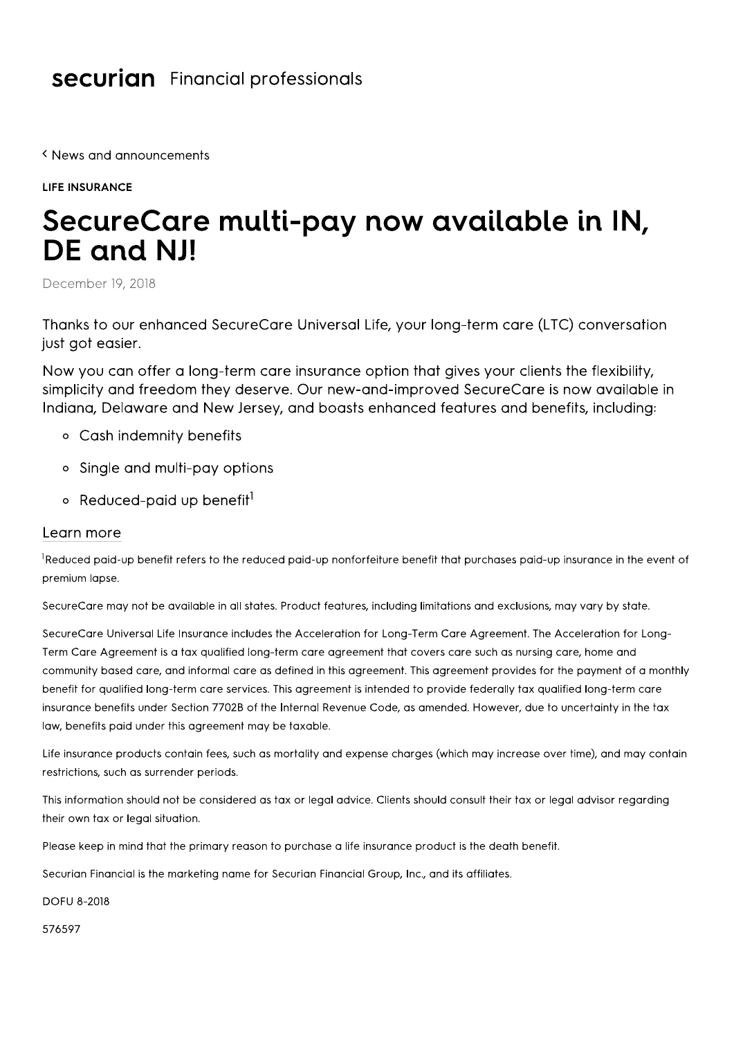**securian** Financial professionals

‹ News and announcements

LIFE INSURANCE

# SecureCare multi-pay now available in IN, DE and NJ!

December 19, 2018

Thanks to our enhanced SecureCare Universal Life, your long-term care (LTC) conversation just got easier.

Now you can offer a long-term care insurance option that gives your clients the flexibility, simplicity and freedom they deserve. Our new-and-improved SecureCare is now available in Indiana, Delaware and New Jersey, and boasts enhanced features and benefits, including:

- Cash indemnity benefits
- Single and multi-pay options
- Reduced-paid up benefit[1]

Learn more

[1]Reduced paid-up benefit refers to the reduced paid-up nonforfeiture benefit that purchases paid-up insurance in the event of premium lapse.

SecureCare may not be available in all states. Product features, including limitations and exclusions, may vary by state.

SecureCare Universal Life Insurance includes the Acceleration for Long-Term Care Agreement. The Acceleration for Long-Term Care Agreement is a tax qualified long-term care agreement that covers care such as nursing care, home and community based care, and informal care as defined in this agreement. This agreement provides for the payment of a monthly benefit for qualified long-term care services. This agreement is intended to provide federally tax qualified long-term care insurance benefits under Section 7702B of the Internal Revenue Code, as amended. However, due to uncertainty in the tax law, benefits paid under this agreement may be taxable.

Life insurance products contain fees, such as mortality and expense charges (which may increase over time), and may contain restrictions, such as surrender periods.

This information should not be considered as tax or legal advice. Clients should consult their tax or legal advisor regarding their own tax or legal situation.

Please keep in mind that the primary reason to purchase a life insurance product is the death benefit.

Securian Financial is the marketing name for Securian Financial Group, Inc., and its affiliates.

DOFU 8-2018

576597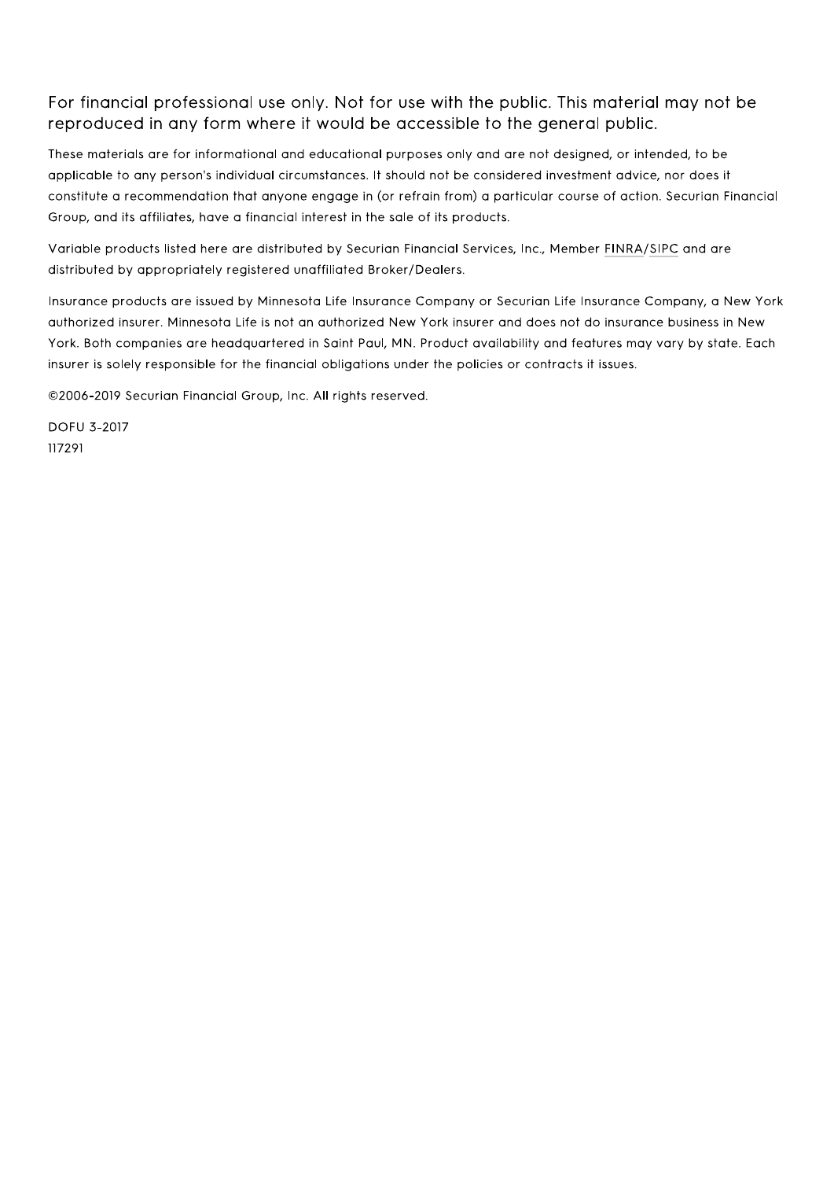For financial professional use only. Not for use with the public. This material may not be reproduced in any form where it would be accessible to the general public.

These materials are for informational and educational purposes only and are not designed, or intended, to be applicable to any person's individual circumstances. It should not be considered investment advice, nor does it constitute a recommendation that anyone engage in (or refrain from) a particular course of action. Securian Financial Group, and its affiliates, have a financial interest in the sale of its products.

Variable products listed here are distributed by Securian Financial Services, Inc., Member FINRA/SIPC and are distributed by appropriately registered unaffiliated Broker/Dealers.

Insurance products are issued by Minnesota Life Insurance Company or Securian Life Insurance Company, a New York authorized insurer. Minnesota Life is not an authorized New York insurer and does not do insurance business in New York. Both companies are headquartered in Saint Paul, MN. Product availability and features may vary by state. Each insurer is solely responsible for the financial obligations under the policies or contracts it issues.

©2006-2019 Securian Financial Group, Inc. All rights reserved.

DOFU 3-2017
117291